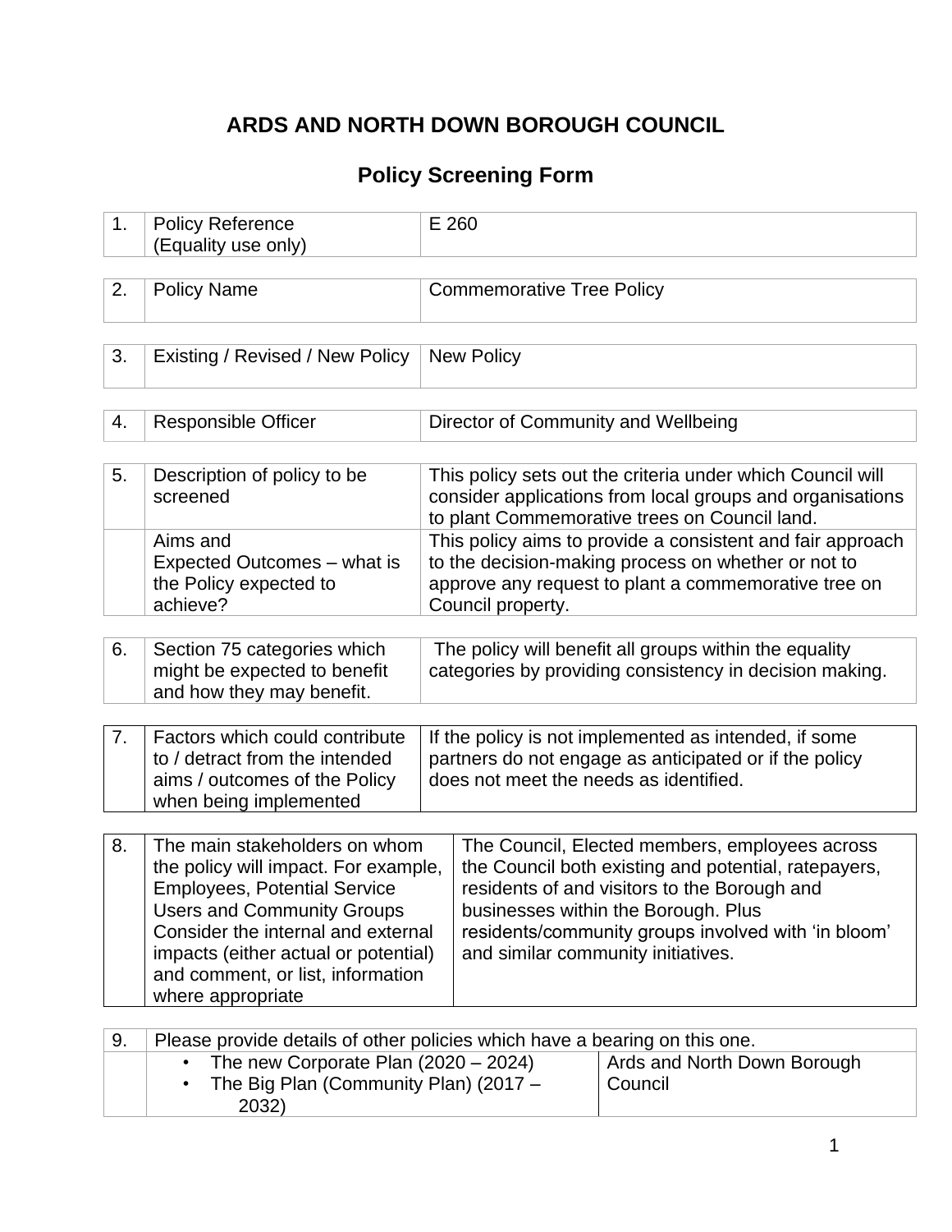# ARDS AND NORTH DOWN BOROUGH COUNCIL

## Policy Screening Form

| | | |
|---|---|---|
| 1. | Policy Reference (Equality use only) | E 260 |

| | | |
|---|---|---|
| 2. | Policy Name | Commemorative Tree Policy |

| | | |
|---|---|---|
| 3. | Existing / Revised / New Policy | New Policy |

| | | |
|---|---|---|
| 4. | Responsible Officer | Director of Community and Wellbeing |

| | | |
|---|---|---|
| 5. | Description of policy to be screened | This policy sets out the criteria under which Council will consider applications from local groups and organisations to plant Commemorative trees on Council land. |
| | Aims and Expected Outcomes – what is the Policy expected to achieve? | This policy aims to provide a consistent and fair approach to the decision-making process on whether or not to approve any request to plant a commemorative tree on Council property. |

| | | |
|---|---|---|
| 6. | Section 75 categories which might be expected to benefit and how they may benefit. | The policy will benefit all groups within the equality categories by providing consistency in decision making. |

| | | |
|---|---|---|
| 7. | Factors which could contribute to / detract from the intended aims / outcomes of the Policy when being implemented | If the policy is not implemented as intended, if some partners do not engage as anticipated or if the policy does not meet the needs as identified. |

| | | |
|---|---|---|
| 8. | The main stakeholders on whom the policy will impact. For example, Employees, Potential Service Users and Community Groups Consider the internal and external impacts (either actual or potential) and comment, or list, information where appropriate | The Council, Elected members, employees across the Council both existing and potential, ratepayers, residents of and visitors to the Borough and businesses within the Borough. Plus residents/community groups involved with 'in bloom' and similar community initiatives. |

| | | |
|---|---|---|
| 9. | Please provide details of other policies which have a bearing on this one. | |
| | • The new Corporate Plan (2020 – 2024)<br>• The Big Plan (Community Plan) (2017 – 2032) | Ards and North Down Borough Council |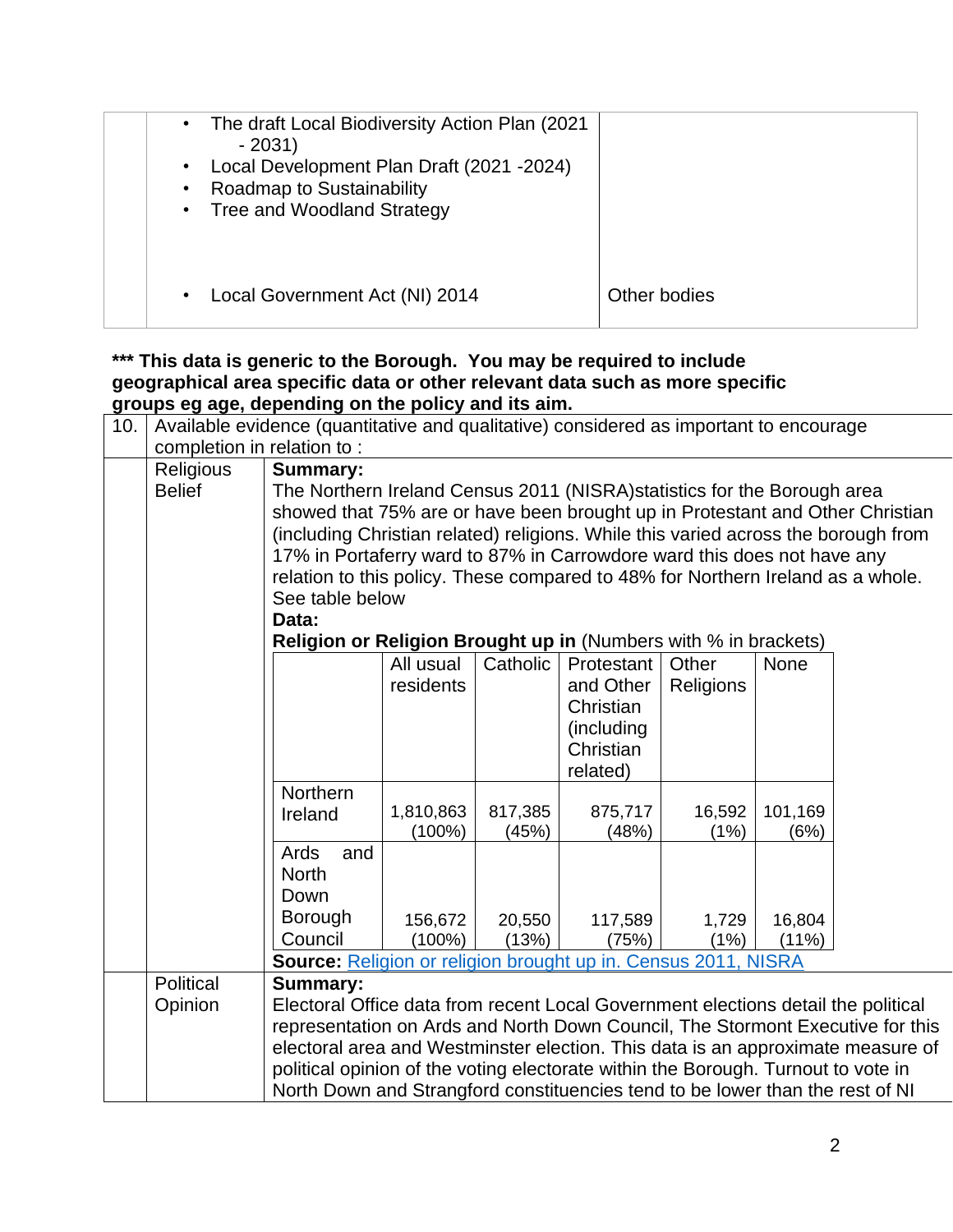| | | |
|---|---|---|
| | • The draft Local Biodiversity Action Plan (2021 - 2031)<br>• Local Development Plan Draft (2021 -2024)<br>• Roadmap to Sustainability<br>• Tree and Woodland Strategy | |
| | • Local Government Act (NI) 2014 | Other bodies |

**\*\*\* This data is generic to the Borough. You may be required to include geographical area specific data or other relevant data such as more specific groups eg age, depending on the policy and its aim.**

| 10. | Available evidence (quantitative and qualitative) considered as important to encourage completion in relation to : |
|---|---|
| | **Religious Belief** |

**Summary:**

The Northern Ireland Census 2011 (NISRA)statistics for the Borough area showed that 75% are or have been brought up in Protestant and Other Christian (including Christian related) religions. While this varied across the borough from 17% in Portaferry ward to 87% in Carrowdore ward this does not have any relation to this policy. These compared to 48% for Northern Ireland as a whole. See table below

**Data:**

**Religion or Religion Brought up in** (Numbers with % in brackets)

| | All usual residents | Catholic | Protestant and Other Christian (including Christian related) | Other Religions | None |
|---|---|---|---|---|---|
| Northern Ireland | 1,810,863 (100%) | 817,385 (45%) | 875,717 (48%) | 16,592 (1%) | 101,169 (6%) |
| Ards and North Down Borough Council | 156,672 (100%) | 20,550 (13%) | 117,589 (75%) | 1,729 (1%) | 16,804 (11%) |

**Source:** Religion or religion brought up in. Census 2011, NISRA

**Political Opinion**

**Summary:**

Electoral Office data from recent Local Government elections detail the political representation on Ards and North Down Council, The Stormont Executive for this electoral area and Westminster election. This data is an approximate measure of political opinion of the voting electorate within the Borough. Turnout to vote in North Down and Strangford constituencies tend to be lower than the rest of NI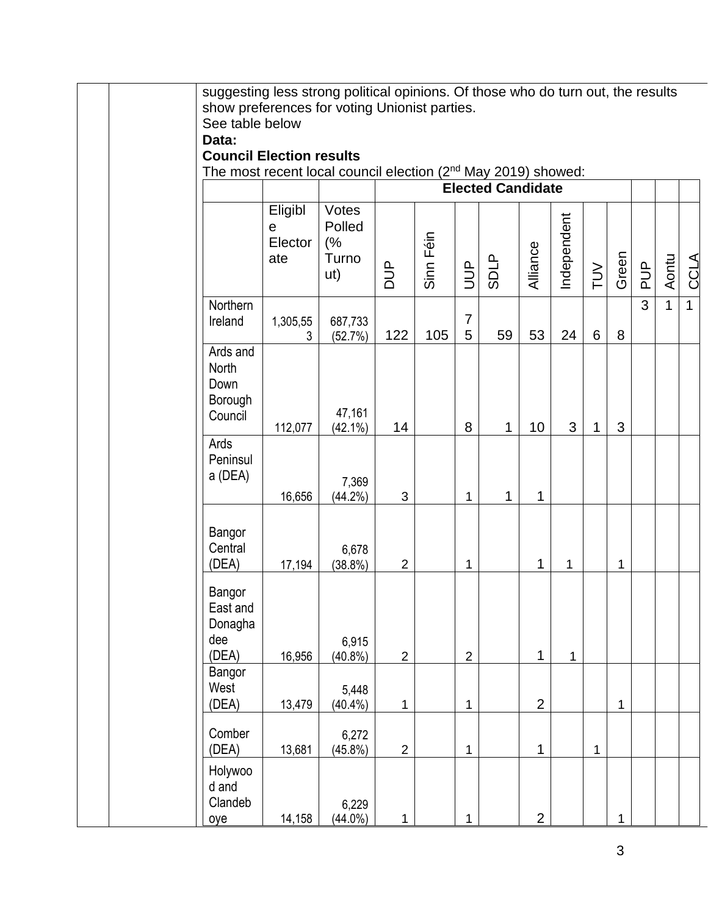suggesting less strong political opinions. Of those who do turn out, the results show preferences for voting Unionist parties.
See table below

**Data:**

**Council Election results**

The most recent local council election (2[nd] May 2019) showed:

| | | | Elected Candidate | | | | | | | | | | | |
|---|---|---|---|---|---|---|---|---|---|---|---|---|---|---|
| | Eligible Electorate | Votes Polled (% Turnout) | DUP | Sinn Féin | UUP | SDLP | Alliance | Independent | TUV | Green | PUP | Aontu | CCLA |
| Northern Ireland | 1,305,553 | 687,733 (52.7%) | 122 | 105 | 75 | 59 | 53 | 24 | 6 | 8 | 3 | 1 | 1 |
| Ards and North Down Borough Council | 112,077 | 47,161 (42.1%) | 14 | | 8 | 1 | 10 | 3 | 1 | 3 | | | |
| Ards Peninsula (DEA) | 16,656 | 7,369 (44.2%) | 3 | | 1 | 1 | 1 | | | | | | |
| Bangor Central (DEA) | 17,194 | 6,678 (38.8%) | 2 | | 1 | | 1 | 1 | | 1 | | | |
| Bangor East and Donaghadee (DEA) | 16,956 | 6,915 (40.8%) | 2 | | 2 | | 1 | 1 | | | | | |
| Bangor West (DEA) | 13,479 | 5,448 (40.4%) | 1 | | 1 | | 2 | | | 1 | | | |
| Comber (DEA) | 13,681 | 6,272 (45.8%) | 2 | | 1 | | 1 | | 1 | | | | |
| Holywood and Clandeboye | 14,158 | 6,229 (44.0%) | 1 | | 1 | | 2 | | | 1 | | | |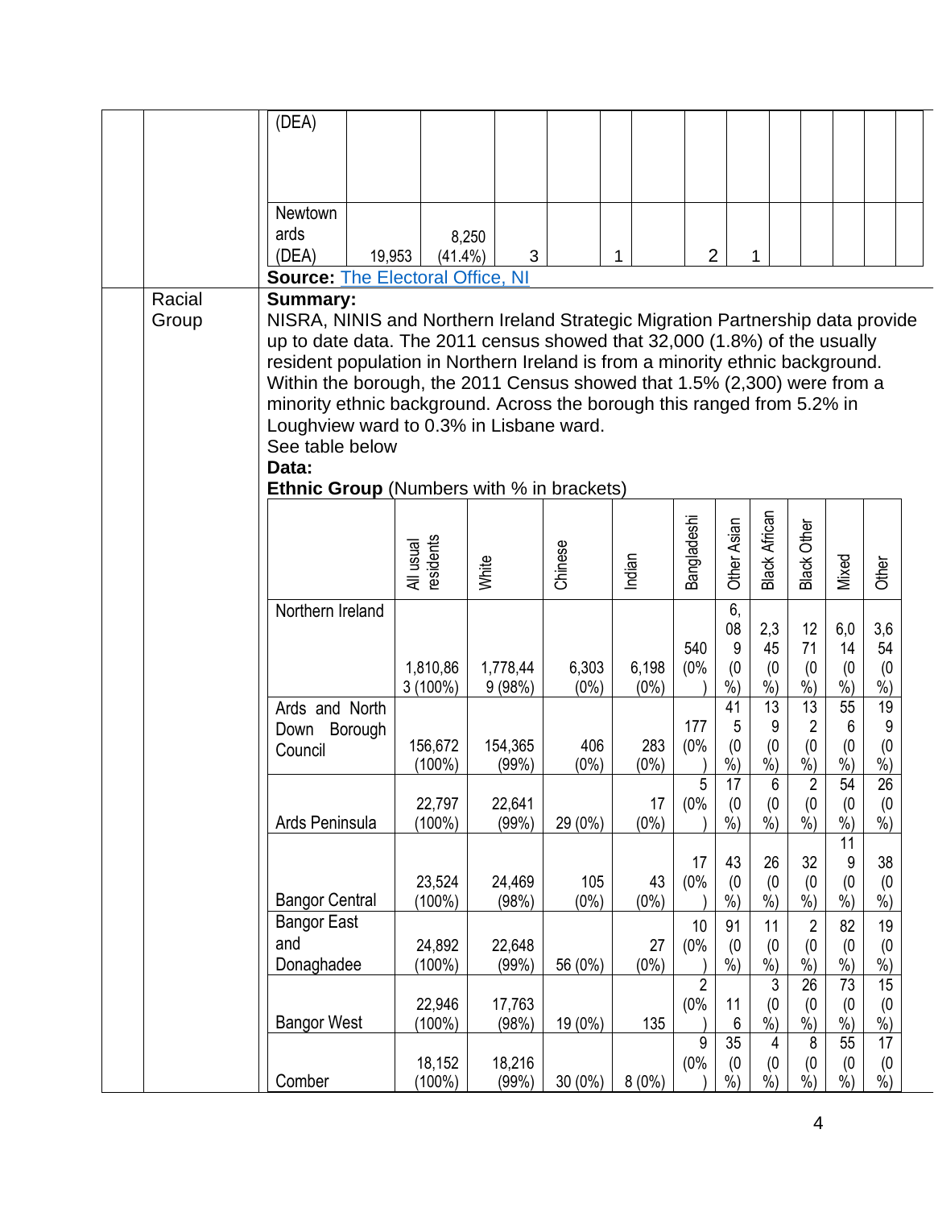| | | | | | | | | | | | | |
|---|---|---|---|---|---|---|---|---|---|---|---|---|
| (DEA) | | | | | | | | | | | | |
| Newtownards (DEA) | 19,953 | 8,250 (41.4%) | 3 | | 1 | | 2 | 1 | | | | |

**Source:** The Electoral Office, NI

Racial Group

**Summary:**

NISRA, NINIS and Northern Ireland Strategic Migration Partnership data provide up to date data. The 2011 census showed that 32,000 (1.8%) of the usually resident population in Northern Ireland is from a minority ethnic background. Within the borough, the 2011 Census showed that 1.5% (2,300) were from a minority ethnic background. Across the borough this ranged from 5.2% in Loughview ward to 0.3% in Lisbane ward.

See table below

**Data:**

**Ethnic Group** (Numbers with % in brackets)

| | All usual residents | White | Chinese | Indian | Bangladeshi | Other Asian | Black African | Black Other | Mixed | Other |
|---|---|---|---|---|---|---|---|---|---|---|
| Northern Ireland | 1,810,863 (100%) | 1,778,449 (98%) | 6,303 (0%) | 6,198 (0%) | 540 (0%) | 6,089 (0%) | 2,345 (0%) | 1271 (0%) | 6,014 (0%) | 3,654 (0%) |
| Ards and North Down Borough Council | 156,672 (100%) | 154,365 (99%) | 406 (0%) | 283 (0%) | 177 (0%) | 415 (0%) | 139 (0%) | 132 (0%) | 556 (0%) | 199 (0%) |
| Ards Peninsula | 22,797 (100%) | 22,641 (99%) | 29 (0%) | 17 (0%) | 5 (0%) | 17 (0%) | 6 (0%) | 2 (0%) | 54 (0%) | 26 (0%) |
| Bangor Central | 23,524 (100%) | 24,469 (98%) | 105 (0%) | 43 (0%) | 17 (0%) | 43 (0%) | 26 (0%) | 32 (0%) | 119 (0%) | 38 (0%) |
| Bangor East and Donaghadee | 24,892 (100%) | 22,648 (99%) | 56 (0%) | 27 (0%) | 10 (0%) | 91 (0%) | 11 (0%) | 2 (0%) | 82 (0%) | 19 (0%) |
| Bangor West | 22,946 (100%) | 17,763 (98%) | 19 (0%) | 135 | 2 (0%) | 116 | 3 (0%) | 26 (0%) | 73 (0%) | 15 (0%) |
| Comber | 18,152 (100%) | 18,216 (99%) | 30 (0%) | 8 (0%) | 9 (0%) | 35 (0%) | 4 (0%) | 8 (0%) | 55 (0%) | 17 (0%) |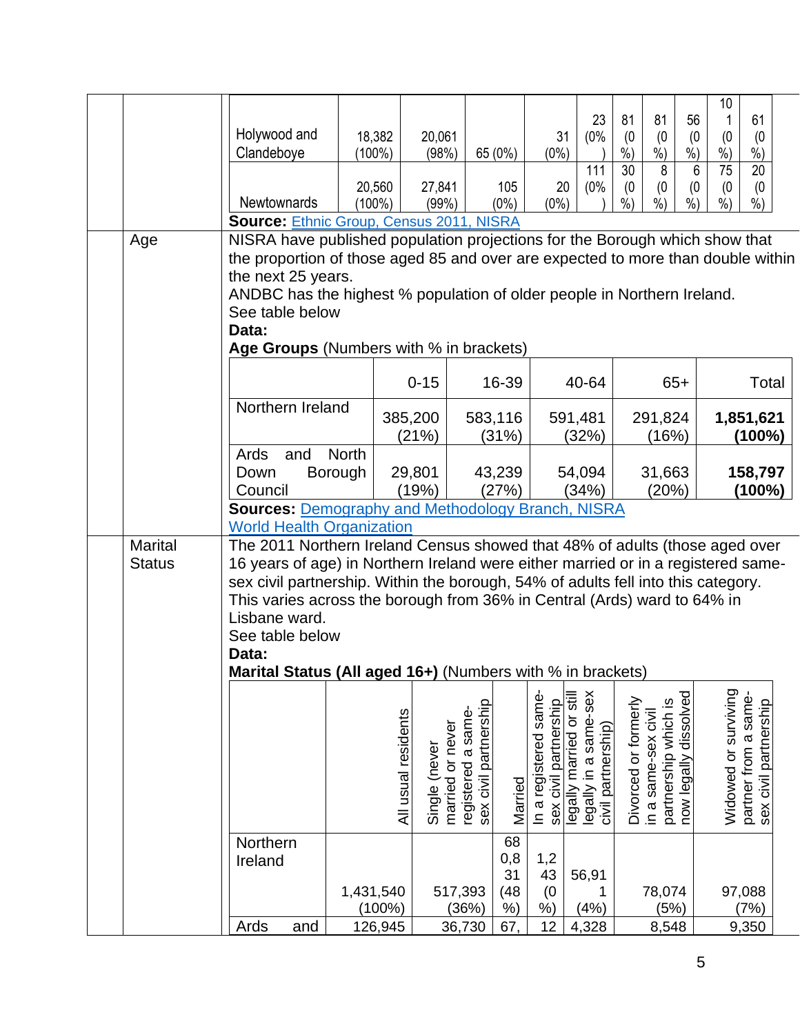| | | | | | | | | | | |
|---|---|---|---|---|---|---|---|---|---|---|
| Holywood and Clandeboye | 18,382 (100%) | 20,061 (98%) | 65 (0%) | 31 (0%) | 23 (0%) | 81 (0%) | 81 (0%) | 56 (0%) | 101 (0%) | 61 (0%) |
| Newtownards | 20,560 (100%) | 27,841 (99%) | 105 (0%) | 20 (0%) | 111 (0%) | 30 (0%) | 8 (0%) | 6 (0%) | 75 (0%) | 20 (0%) |

**Source:** Ethnic Group, Census 2011, NISRA

## Age

NISRA have published population projections for the Borough which show that the proportion of those aged 85 and over are expected to more than double within the next 25 years.

ANDBC has the highest % population of older people in Northern Ireland.

See table below

**Data:**

**Age Groups** (Numbers with % in brackets)

| | 0-15 | 16-39 | 40-64 | 65+ | Total |
|---|---|---|---|---|---|
| Northern Ireland | 385,200 (21%) | 583,116 (31%) | 591,481 (32%) | 291,824 (16%) | **1,851,621 (100%)** |
| Ards and North Down Borough Council | 29,801 (19%) | 43,239 (27%) | 54,094 (34%) | 31,663 (20%) | **158,797 (100%)** |

**Sources:** Demography and Methodology Branch, NISRA
World Health Organization

## Marital Status

The 2011 Northern Ireland Census showed that 48% of adults (those aged over 16 years of age) in Northern Ireland were either married or in a registered same-sex civil partnership. Within the borough, 54% of adults fell into this category. This varies across the borough from 36% in Central (Ards) ward to 64% in Lisbane ward.

See table below

**Data:**

**Marital Status (All aged 16+)** (Numbers with % in brackets)

| | All usual residents | Single (never married or never registered a same-sex civil partnership | Married | In a registered same-sex civil partnership | legally married or still legally in a same-sex civil partnership) | Divorced or formerly in a same-sex civil partnership which is now legally dissolved | Widowed or surviving partner from a same-sex civil partnership |
|---|---|---|---|---|---|---|---|
| Northern Ireland | 1,431,540 (100%) | 517,393 (36%) | 680,831 (48%) | 1,243 (0%) | 56,911 (4%) | 78,074 (5%) | 97,088 (7%) |
| Ards and | 126,945 | 36,730 | 67, | 12 | 4,328 | 8,548 | 9,350 |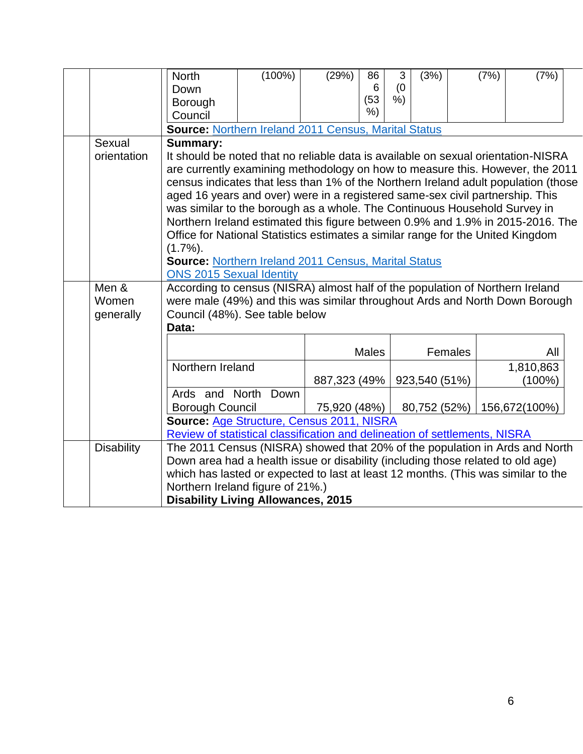| | | | | | | | | |
|---|---|---|---|---|---|---|---|---|
| North Down Borough Council | (100%) | (29%) | 866 (53%) | 3 (0%) | (3%) | (7%) | (7%) | |

**Source:** Northern Ireland 2011 Census, Marital Status

| | | |
|---|---|---|
| | Sexual orientation | **Summary:**<br>It should be noted that no reliable data is available on sexual orientation-NISRA are currently examining methodology on how to measure this. However, the 2011 census indicates that less than 1% of the Northern Ireland adult population (those aged 16 years and over) were in a registered same-sex civil partnership. This was similar to the borough as a whole. The Continuous Household Survey in Northern Ireland estimated this figure between 0.9% and 1.9% in 2015-2016. The Office for National Statistics estimates a similar range for the United Kingdom (1.7%).<br>**Source:** Northern Ireland 2011 Census, Marital Status<br>ONS 2015 Sexual Identity |
| | Men & Women generally | According to census (NISRA) almost half of the population of Northern Ireland were male (49%) and this was similar throughout Ards and North Down Borough Council (48%). See table below<br>**Data:** |

| | Males | Females | All |
|---|---|---|---|
| Northern Ireland | 887,323 (49% | 923,540 (51%) | 1,810,863 (100%) |
| Ards and North Down Borough Council | 75,920 (48%) | 80,752 (52%) | 156,672(100%) |

**Source:** Age Structure, Census 2011, NISRA
Review of statistical classification and delineation of settlements, NISRA

| | | |
|---|---|---|
| | Disability | The 2011 Census (NISRA) showed that 20% of the population in Ards and North Down area had a health issue or disability (including those related to old age) which has lasted or expected to last at least 12 months. (This was similar to the Northern Ireland figure of 21%.)<br>**Disability Living Allowances, 2015** |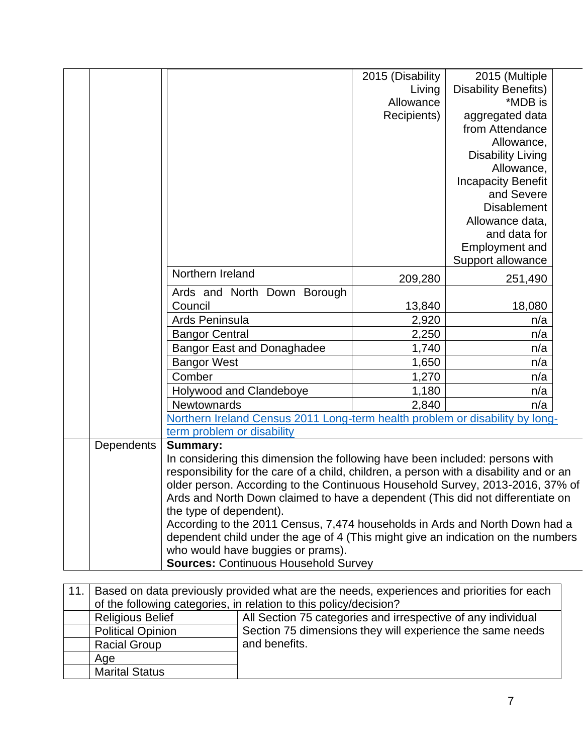| | 2015 (Disability Living Allowance Recipients) | 2015 (Multiple Disability Benefits) *MDB is aggregated data from Attendance Allowance, Disability Living Allowance, Incapacity Benefit and Severe Disablement Allowance data, and data for Employment and Support allowance |
|---|---|---|
| Northern Ireland | 209,280 | 251,490 |
| Ards and North Down Borough Council | 13,840 | 18,080 |
| Ards Peninsula | 2,920 | n/a |
| Bangor Central | 2,250 | n/a |
| Bangor East and Donaghadee | 1,740 | n/a |
| Bangor West | 1,650 | n/a |
| Comber | 1,270 | n/a |
| Holywood and Clandeboye | 1,180 | n/a |
| Newtownards | 2,840 | n/a |

Northern Ireland Census 2011 Long-term health problem or disability by long-term problem or disability

| | |
|---|---|
| Dependents | **Summary:** In considering this dimension the following have been included: persons with responsibility for the care of a child, children, a person with a disability and or an older person. According to the Continuous Household Survey, 2013-2016, 37% of Ards and North Down claimed to have a dependent (This did not differentiate on the type of dependent). According to the 2011 Census, 7,474 households in Ards and North Down had a dependent child under the age of 4 (This might give an indication on the numbers who would have buggies or prams). **Sources:** Continuous Household Survey |

| 11. | Based on data previously provided what are the needs, experiences and priorities for each of the following categories, in relation to this policy/decision? | |
|---|---|---|
| | Religious Belief | All Section 75 categories and irrespective of any individual Section 75 dimensions they will experience the same needs and benefits. |
| | Political Opinion | |
| | Racial Group | |
| | Age | |
| | Marital Status | |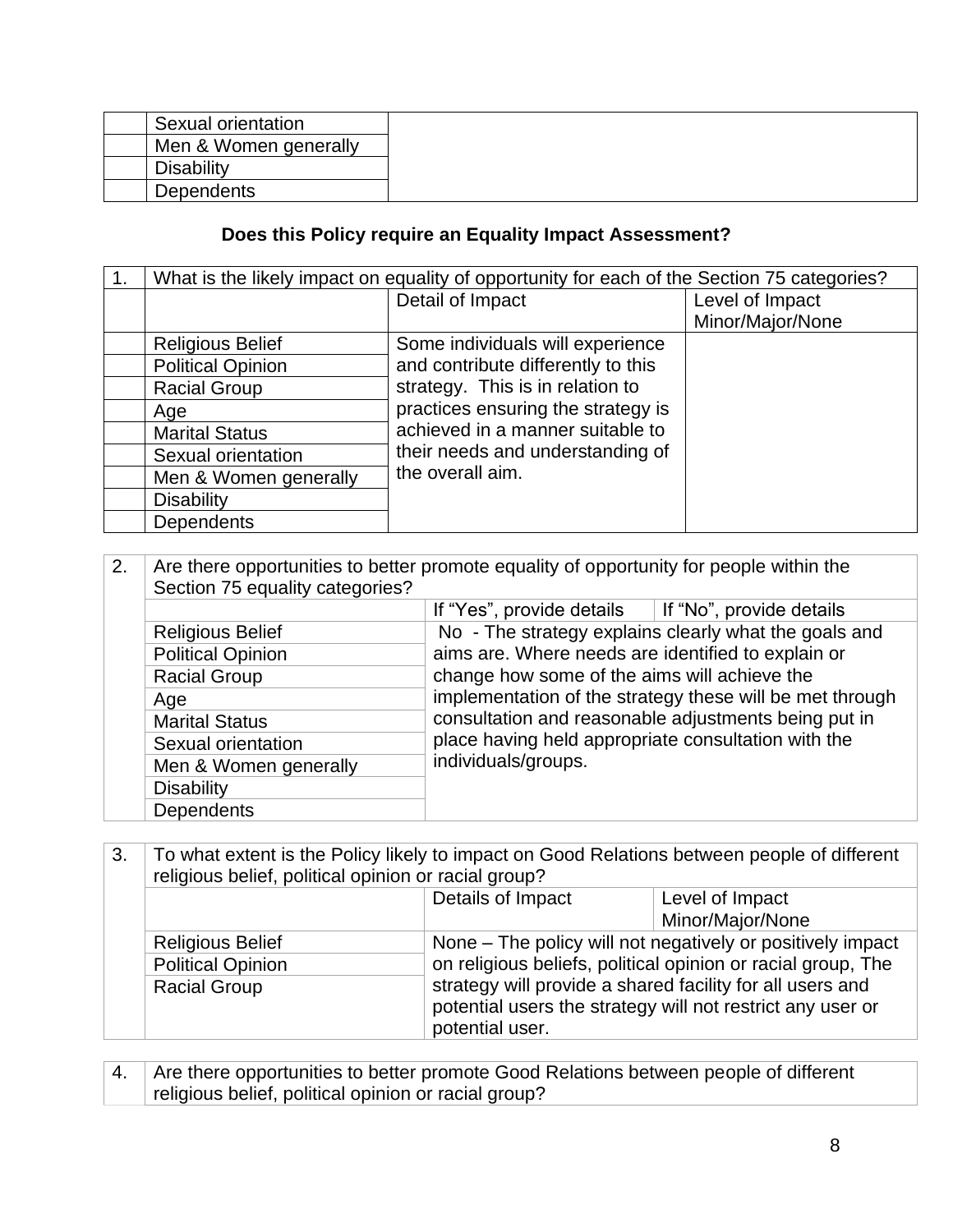| | Sexual orientation | |
|---|---|---|
| | Men & Women generally | |
| | Disability | |
| | Dependents | |

**Does this Policy require an Equality Impact Assessment?**

| 1. | What is the likely impact on equality of opportunity for each of the Section 75 categories? | | |
|---|---|---|---|
| | | Detail of Impact | Level of Impact Minor/Major/None |
| | Religious Belief | Some individuals will experience and contribute differently to this strategy. This is in relation to practices ensuring the strategy is achieved in a manner suitable to their needs and understanding of the overall aim. | |
| | Political Opinion | | |
| | Racial Group | | |
| | Age | | |
| | Marital Status | | |
| | Sexual orientation | | |
| | Men & Women generally | | |
| | Disability | | |
| | Dependents | | |

| 2. | Are there opportunities to better promote equality of opportunity for people within the Section 75 equality categories? | | |
|---|---|---|---|
| | | If "Yes", provide details | If "No", provide details |
| | Religious Belief | No - The strategy explains clearly what the goals and aims are. Where needs are identified to explain or change how some of the aims will achieve the implementation of the strategy these will be met through consultation and reasonable adjustments being put in place having held appropriate consultation with the individuals/groups. | |
| | Political Opinion | | |
| | Racial Group | | |
| | Age | | |
| | Marital Status | | |
| | Sexual orientation | | |
| | Men & Women generally | | |
| | Disability | | |
| | Dependents | | |

| 3. | To what extent is the Policy likely to impact on Good Relations between people of different religious belief, political opinion or racial group? | | |
|---|---|---|---|
| | | Details of Impact | Level of Impact Minor/Major/None |
| | Religious Belief | None – The policy will not negatively or positively impact on religious beliefs, political opinion or racial group, The strategy will provide a shared facility for all users and potential users the strategy will not restrict any user or potential user. | |
| | Political Opinion | | |
| | Racial Group | | |

| 4. | Are there opportunities to better promote Good Relations between people of different religious belief, political opinion or racial group? |
|---|---|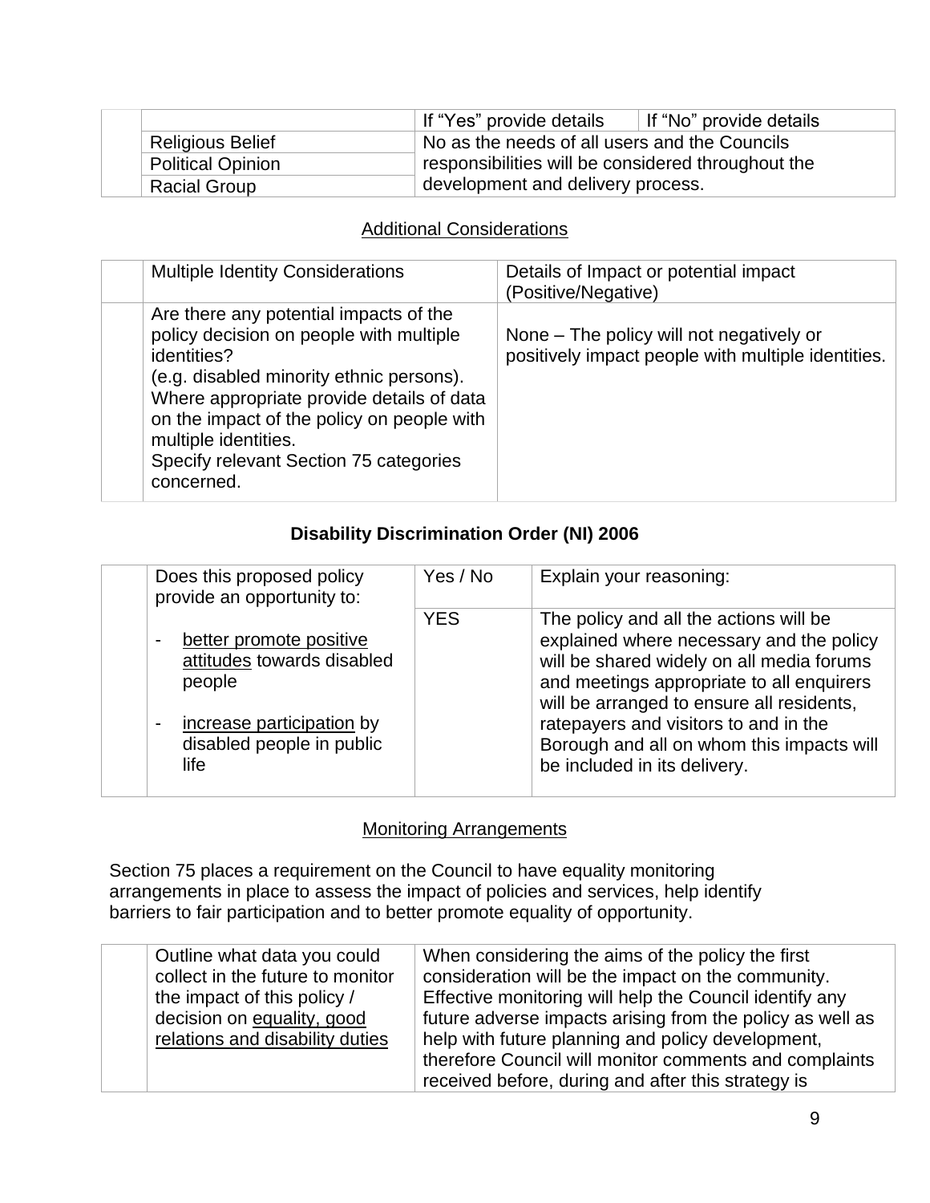| | If "Yes" provide details | If "No" provide details |
|---|---|---|
| Religious Belief | No as the needs of all users and the Councils responsibilities will be considered throughout the development and delivery process. | |
| Political Opinion | | |
| Racial Group | | |

## Additional Considerations

| Multiple Identity Considerations | Details of Impact or potential impact (Positive/Negative) |
|---|---|
| Are there any potential impacts of the policy decision on people with multiple identities?<br>(e.g. disabled minority ethnic persons).<br>Where appropriate provide details of data on the impact of the policy on people with multiple identities.<br>Specify relevant Section 75 categories concerned. | None – The policy will not negatively or positively impact people with multiple identities. |

## **Disability Discrimination Order (NI) 2006**

| Does this proposed policy provide an opportunity to: | Yes / No | Explain your reasoning: |
|---|---|---|
| - better promote positive attitudes towards disabled people<br>- increase participation by disabled people in public life | YES | The policy and all the actions will be explained where necessary and the policy will be shared widely on all media forums and meetings appropriate to all enquirers will be arranged to ensure all residents, ratepayers and visitors to and in the Borough and all on whom this impacts will be included in its delivery. |

## Monitoring Arrangements

Section 75 places a requirement on the Council to have equality monitoring arrangements in place to assess the impact of policies and services, help identify barriers to fair participation and to better promote equality of opportunity.

| | |
|---|---|
| Outline what data you could collect in the future to monitor the impact of this policy / decision on equality, good relations and disability duties | When considering the aims of the policy the first consideration will be the impact on the community. Effective monitoring will help the Council identify any future adverse impacts arising from the policy as well as help with future planning and policy development, therefore Council will monitor comments and complaints received before, during and after this strategy is |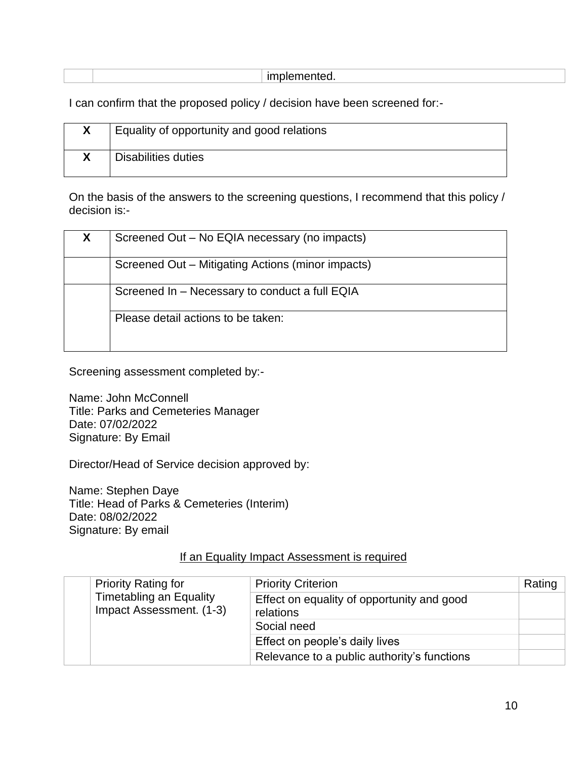| | | implemented. |
|---|---|---|

I can confirm that the proposed policy / decision have been screened for:-

| | |
|---|---|
| **X** | Equality of opportunity and good relations |
| **X** | Disabilities duties |

On the basis of the answers to the screening questions, I recommend that this policy / decision is:-

| | |
|---|---|
| **X** | Screened Out – No EQIA necessary (no impacts) |
| | Screened Out – Mitigating Actions (minor impacts) |
| | Screened In – Necessary to conduct a full EQIA |
| | Please detail actions to be taken: |

Screening assessment completed by:-

Name: John McConnell
Title: Parks and Cemeteries Manager
Date: 07/02/2022
Signature: By Email

Director/Head of Service decision approved by:

Name: Stephen Daye
Title: Head of Parks & Cemeteries (Interim)
Date: 08/02/2022
Signature: By email

<u>If an Equality Impact Assessment is required</u>

| | Priority Rating for Timetabling an Equality Impact Assessment. (1-3) | Priority Criterion | Rating |
|---|---|---|---|
| | | Effect on equality of opportunity and good relations | |
| | | Social need | |
| | | Effect on people's daily lives | |
| | | Relevance to a public authority's functions | |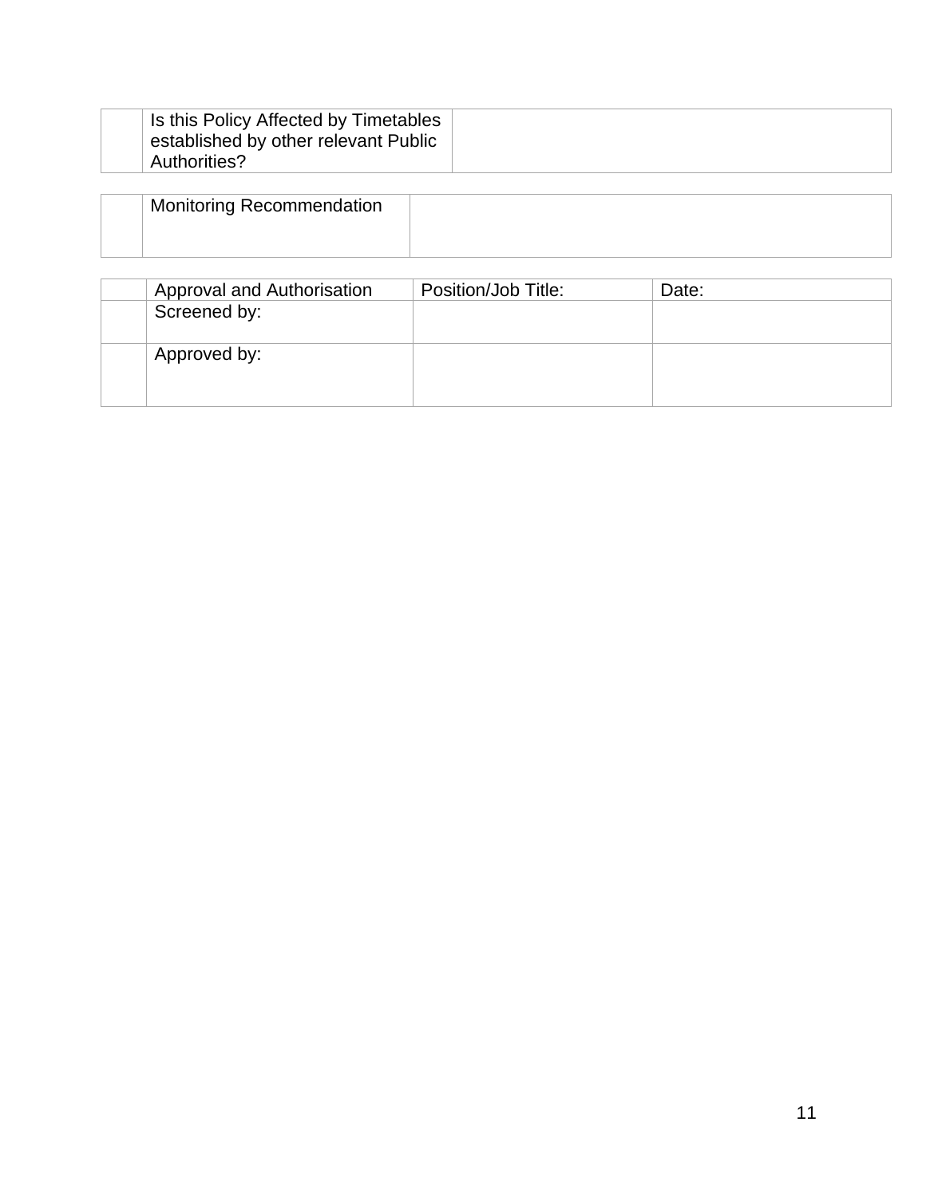| | | |
|---|---|---|
| | Is this Policy Affected by Timetables established by other relevant Public Authorities? | |

| | | |
|---|---|---|
| | Monitoring Recommendation | |

| | Approval and Authorisation | Position/Job Title: | Date: |
|---|---|---|---|
| | Screened by: | | |
| | Approved by: | | |